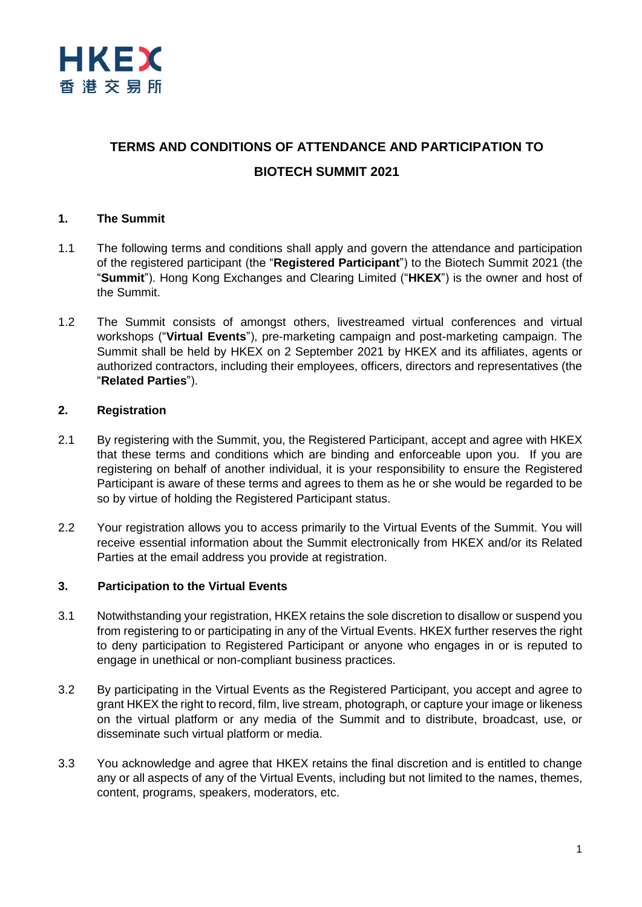# TERMS AND CONDITIONS OF ATTENDANCE AND PARTICIPATION TO BIOTECH SUMMIT 2021

## 1. The Summit

1.1 The following terms and conditions shall apply and govern the attendance and participation of the registered participant (the "**Registered Participant**") to the Biotech Summit 2021 (the "**Summit**"). Hong Kong Exchanges and Clearing Limited ("**HKEX**") is the owner and host of the Summit.

1.2 The Summit consists of amongst others, livestreamed virtual conferences and virtual workshops ("**Virtual Events**"), pre-marketing campaign and post-marketing campaign. The Summit shall be held by HKEX on 2 September 2021 by HKEX and its affiliates, agents or authorized contractors, including their employees, officers, directors and representatives (the "**Related Parties**").

## 2. Registration

2.1 By registering with the Summit, you, the Registered Participant, accept and agree with HKEX that these terms and conditions which are binding and enforceable upon you. If you are registering on behalf of another individual, it is your responsibility to ensure the Registered Participant is aware of these terms and agrees to them as he or she would be regarded to be so by virtue of holding the Registered Participant status.

2.2 Your registration allows you to access primarily to the Virtual Events of the Summit. You will receive essential information about the Summit electronically from HKEX and/or its Related Parties at the email address you provide at registration.

## 3. Participation to the Virtual Events

3.1 Notwithstanding your registration, HKEX retains the sole discretion to disallow or suspend you from registering to or participating in any of the Virtual Events. HKEX further reserves the right to deny participation to Registered Participant or anyone who engages in or is reputed to engage in unethical or non-compliant business practices.

3.2 By participating in the Virtual Events as the Registered Participant, you accept and agree to grant HKEX the right to record, film, live stream, photograph, or capture your image or likeness on the virtual platform or any media of the Summit and to distribute, broadcast, use, or disseminate such virtual platform or media.

3.3 You acknowledge and agree that HKEX retains the final discretion and is entitled to change any or all aspects of any of the Virtual Events, including but not limited to the names, themes, content, programs, speakers, moderators, etc.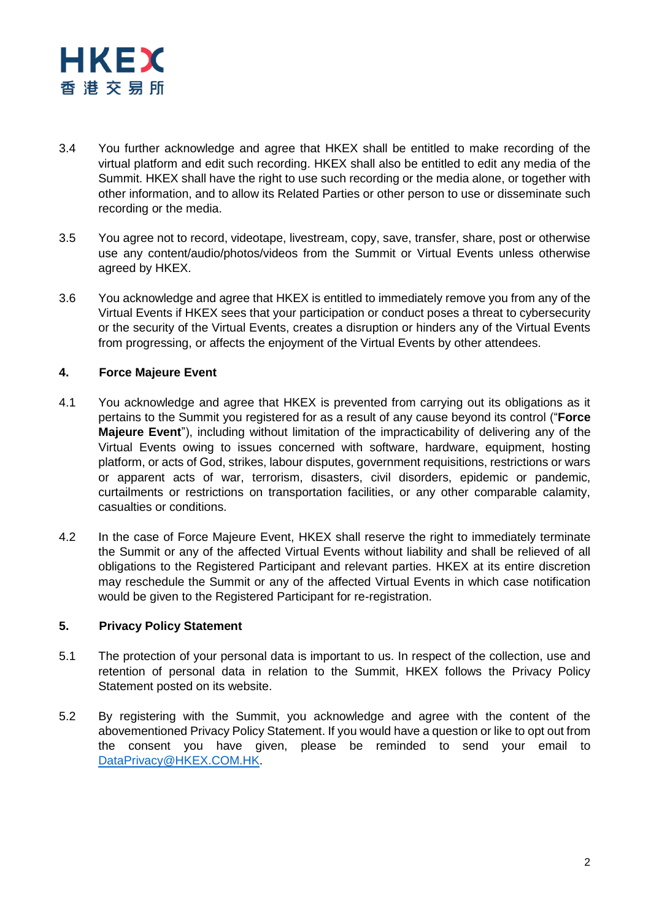3.4 You further acknowledge and agree that HKEX shall be entitled to make recording of the virtual platform and edit such recording. HKEX shall also be entitled to edit any media of the Summit. HKEX shall have the right to use such recording or the media alone, or together with other information, and to allow its Related Parties or other person to use or disseminate such recording or the media.

3.5 You agree not to record, videotape, livestream, copy, save, transfer, share, post or otherwise use any content/audio/photos/videos from the Summit or Virtual Events unless otherwise agreed by HKEX.

3.6 You acknowledge and agree that HKEX is entitled to immediately remove you from any of the Virtual Events if HKEX sees that your participation or conduct poses a threat to cybersecurity or the security of the Virtual Events, creates a disruption or hinders any of the Virtual Events from progressing, or affects the enjoyment of the Virtual Events by other attendees.

## 4. Force Majeure Event

4.1 You acknowledge and agree that HKEX is prevented from carrying out its obligations as it pertains to the Summit you registered for as a result of any cause beyond its control ("**Force Majeure Event**"), including without limitation of the impracticability of delivering any of the Virtual Events owing to issues concerned with software, hardware, equipment, hosting platform, or acts of God, strikes, labour disputes, government requisitions, restrictions or wars or apparent acts of war, terrorism, disasters, civil disorders, epidemic or pandemic, curtailments or restrictions on transportation facilities, or any other comparable calamity, casualties or conditions.

4.2 In the case of Force Majeure Event, HKEX shall reserve the right to immediately terminate the Summit or any of the affected Virtual Events without liability and shall be relieved of all obligations to the Registered Participant and relevant parties. HKEX at its entire discretion may reschedule the Summit or any of the affected Virtual Events in which case notification would be given to the Registered Participant for re-registration.

## 5. Privacy Policy Statement

5.1 The protection of your personal data is important to us. In respect of the collection, use and retention of personal data in relation to the Summit, HKEX follows the Privacy Policy Statement posted on its website.

5.2 By registering with the Summit, you acknowledge and agree with the content of the abovementioned Privacy Policy Statement. If you would have a question or like to opt out from the consent you have given, please be reminded to send your email to DataPrivacy@HKEX.COM.HK.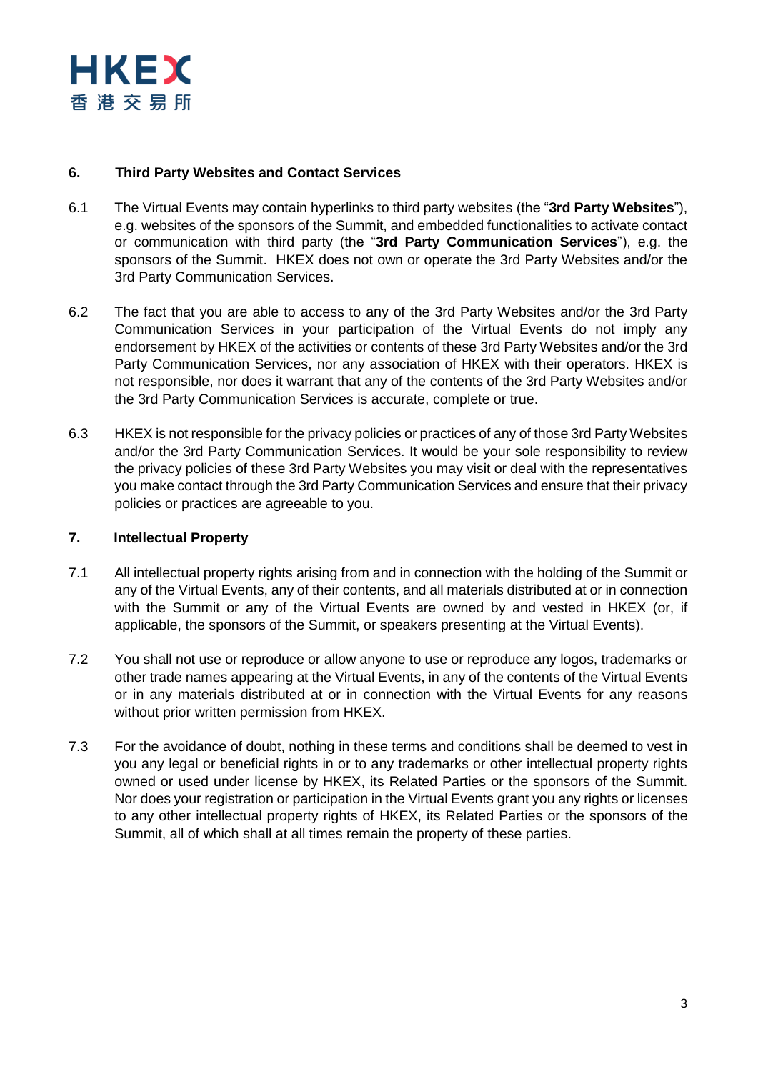## 6. Third Party Websites and Contact Services

6.1 The Virtual Events may contain hyperlinks to third party websites (the "**3rd Party Websites**"), e.g. websites of the sponsors of the Summit, and embedded functionalities to activate contact or communication with third party (the "**3rd Party Communication Services**"), e.g. the sponsors of the Summit. HKEX does not own or operate the 3rd Party Websites and/or the 3rd Party Communication Services.

6.2 The fact that you are able to access to any of the 3rd Party Websites and/or the 3rd Party Communication Services in your participation of the Virtual Events do not imply any endorsement by HKEX of the activities or contents of these 3rd Party Websites and/or the 3rd Party Communication Services, nor any association of HKEX with their operators. HKEX is not responsible, nor does it warrant that any of the contents of the 3rd Party Websites and/or the 3rd Party Communication Services is accurate, complete or true.

6.3 HKEX is not responsible for the privacy policies or practices of any of those 3rd Party Websites and/or the 3rd Party Communication Services. It would be your sole responsibility to review the privacy policies of these 3rd Party Websites you may visit or deal with the representatives you make contact through the 3rd Party Communication Services and ensure that their privacy policies or practices are agreeable to you.

## 7. Intellectual Property

7.1 All intellectual property rights arising from and in connection with the holding of the Summit or any of the Virtual Events, any of their contents, and all materials distributed at or in connection with the Summit or any of the Virtual Events are owned by and vested in HKEX (or, if applicable, the sponsors of the Summit, or speakers presenting at the Virtual Events).

7.2 You shall not use or reproduce or allow anyone to use or reproduce any logos, trademarks or other trade names appearing at the Virtual Events, in any of the contents of the Virtual Events or in any materials distributed at or in connection with the Virtual Events for any reasons without prior written permission from HKEX.

7.3 For the avoidance of doubt, nothing in these terms and conditions shall be deemed to vest in you any legal or beneficial rights in or to any trademarks or other intellectual property rights owned or used under license by HKEX, its Related Parties or the sponsors of the Summit. Nor does your registration or participation in the Virtual Events grant you any rights or licenses to any other intellectual property rights of HKEX, its Related Parties or the sponsors of the Summit, all of which shall at all times remain the property of these parties.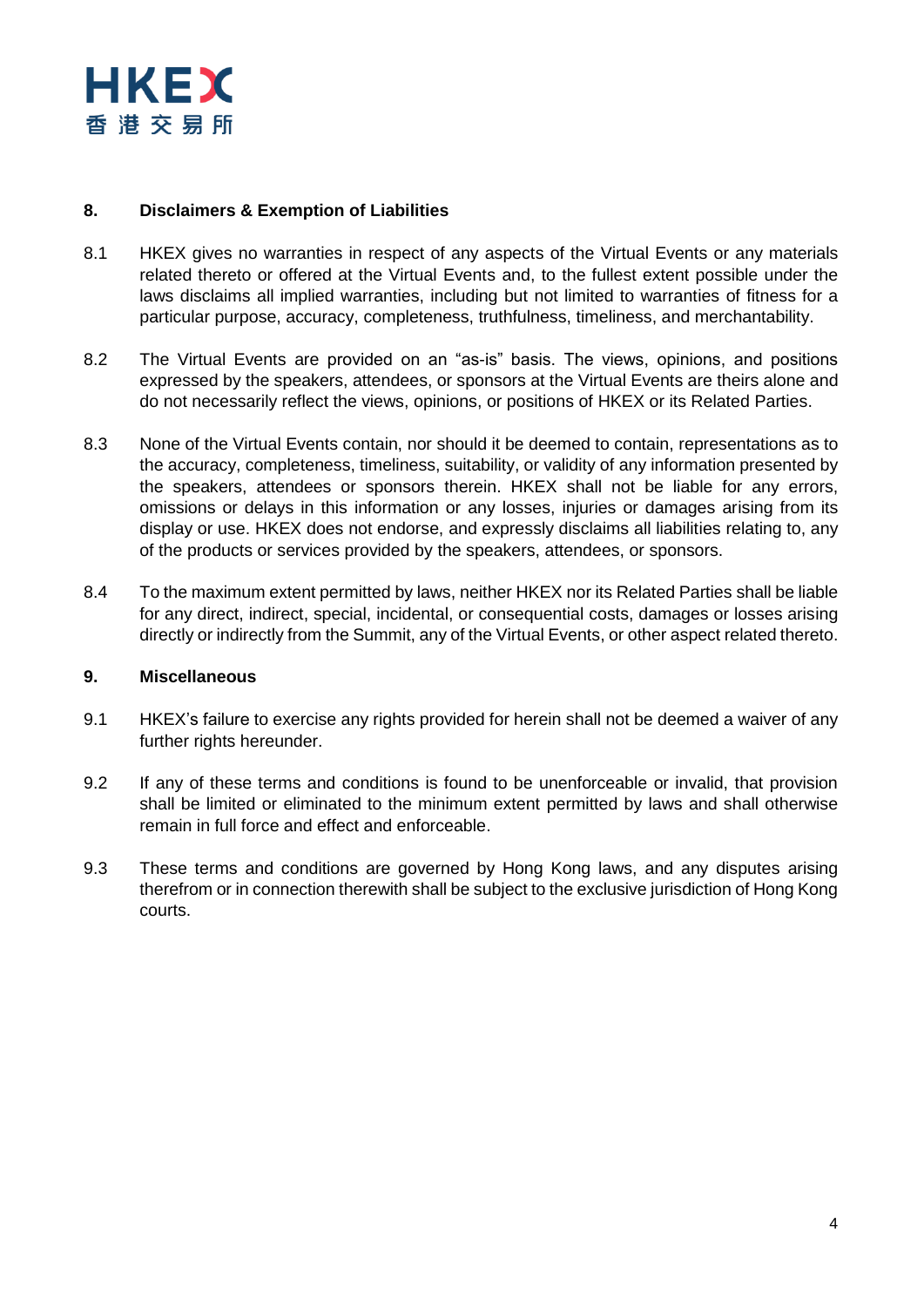## 8. Disclaimers & Exemption of Liabilities

8.1 HKEX gives no warranties in respect of any aspects of the Virtual Events or any materials related thereto or offered at the Virtual Events and, to the fullest extent possible under the laws disclaims all implied warranties, including but not limited to warranties of fitness for a particular purpose, accuracy, completeness, truthfulness, timeliness, and merchantability.

8.2 The Virtual Events are provided on an "as-is" basis. The views, opinions, and positions expressed by the speakers, attendees, or sponsors at the Virtual Events are theirs alone and do not necessarily reflect the views, opinions, or positions of HKEX or its Related Parties.

8.3 None of the Virtual Events contain, nor should it be deemed to contain, representations as to the accuracy, completeness, timeliness, suitability, or validity of any information presented by the speakers, attendees or sponsors therein. HKEX shall not be liable for any errors, omissions or delays in this information or any losses, injuries or damages arising from its display or use. HKEX does not endorse, and expressly disclaims all liabilities relating to, any of the products or services provided by the speakers, attendees, or sponsors.

8.4 To the maximum extent permitted by laws, neither HKEX nor its Related Parties shall be liable for any direct, indirect, special, incidental, or consequential costs, damages or losses arising directly or indirectly from the Summit, any of the Virtual Events, or other aspect related thereto.

## 9. Miscellaneous

9.1 HKEX's failure to exercise any rights provided for herein shall not be deemed a waiver of any further rights hereunder.

9.2 If any of these terms and conditions is found to be unenforceable or invalid, that provision shall be limited or eliminated to the minimum extent permitted by laws and shall otherwise remain in full force and effect and enforceable.

9.3 These terms and conditions are governed by Hong Kong laws, and any disputes arising therefrom or in connection therewith shall be subject to the exclusive jurisdiction of Hong Kong courts.